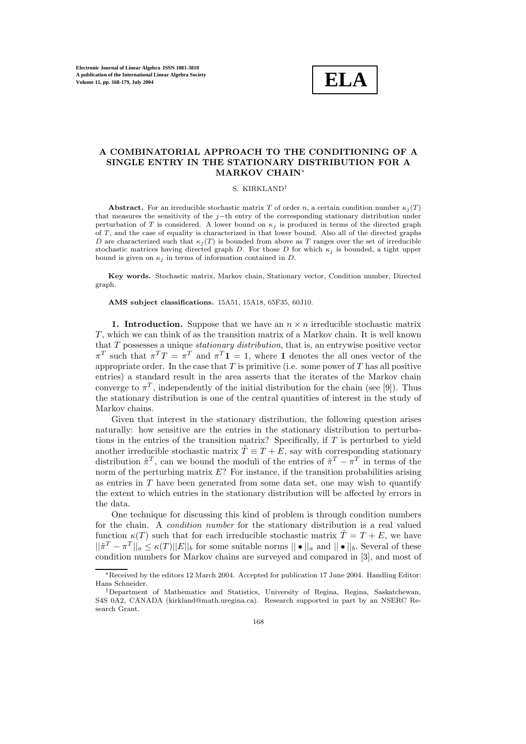# A COMBINATORIAL APPROACH TO THE CONDITIONING OF A SINGLE ENTRY IN THE STATIONARY DISTRIBUTION FOR A MARKOV CHAIN[*]

S. KIRKLAND[†]

**Abstract.** For an irreducible stochastic matrix $T$ of order $n$, a certain condition number $\kappa_j(T)$ that measures the sensitivity of the $j-$th entry of the corresponding stationary distribution under perturbation of $T$ is considered. A lower bound on $\kappa_j$ is produced in terms of the directed graph of $T$, and the case of equality is characterized in that lower bound. Also all of the directed graphs $D$ are characterized such that $\kappa_j(T)$ is bounded from above as $T$ ranges over the set of irreducible stochastic matrices having directed graph $D$. For those $D$ for which $\kappa_j$ is bounded, a tight upper bound is given on $\kappa_j$ in terms of information contained in $D$.

**Key words.** Stochastic matrix, Markov chain, Stationary vector, Condition number, Directed graph.

**AMS subject classifications.** 15A51, 15A18, 65F35, 60J10.

## 1. Introduction.

Suppose that we have an $n \times n$ irreducible stochastic matrix $T$, which we can think of as the transition matrix of a Markov chain. It is well known that $T$ possesses a unique *stationary distribution*, that is, an entrywise positive vector $\pi^T$ such that $\pi^T T = \pi^T$ and $\pi^T \mathbf{1} = 1$, where $\mathbf{1}$ denotes the all ones vector of the appropriate order. In the case that $T$ is primitive (i.e. some power of $T$ has all positive entries) a standard result in the area asserts that the iterates of the Markov chain converge to $\pi^T$, independently of the initial distribution for the chain (see [9]). Thus the stationary distribution is one of the central quantities of interest in the study of Markov chains.

Given that interest in the stationary distribution, the following question arises naturally: how sensitive are the entries in the stationary distribution to perturbations in the entries of the transition matrix? Specifically, if $T$ is perturbed to yield another irreducible stochastic matrix $\tilde{T} \equiv T + E$, say with corresponding stationary distribution $\tilde{\pi}^T$, can we bound the moduli of the entries of $\tilde{\pi}^T - \pi^T$ in terms of the norm of the perturbing matrix $E$? For instance, if the transition probabilities arising as entries in $T$ have been generated from some data set, one may wish to quantify the extent to which entries in the stationary distribution will be affected by errors in the data.

One technique for discussing this kind of problem is through condition numbers for the chain. A *condition number* for the stationary distribution is a real valued function $\kappa(T)$ such that for each irreducible stochastic matrix $\tilde{T} = T + E$, we have $||\tilde{\pi}^T - \pi^T||_a \leq \kappa(T)||E||_b$ for some suitable norms $|| \bullet ||_a$ and $|| \bullet ||_b$. Several of these condition numbers for Markov chains are surveyed and compared in [3], and most of

---

[*] Received by the editors 12 March 2004. Accepted for publication 17 June 2004. Handling Editor: Hans Schneider.

[†] Department of Mathematics and Statistics, University of Regina, Regina, Saskatchewan, S4S 0A2, CANADA (kirkland@math.uregina.ca). Research supported in part by an NSERC Research Grant.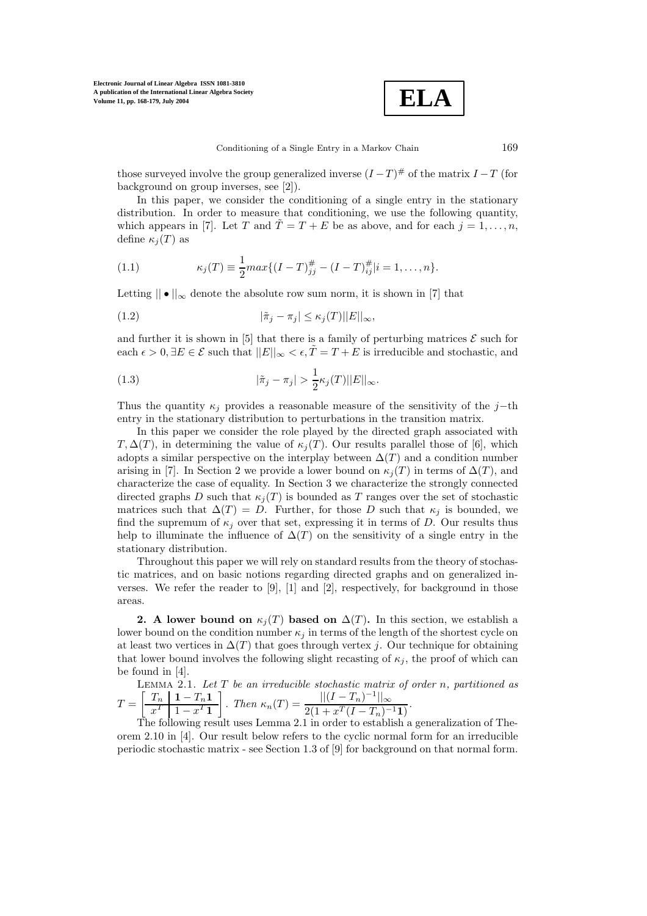those surveyed involve the group generalized inverse $(I-T)^{\#}$ of the matrix $I-T$ (for background on group inverses, see [2]).

In this paper, we consider the conditioning of a single entry in the stationary distribution. In order to measure that conditioning, we use the following quantity, which appears in [7]. Let $T$ and $\tilde{T} = T + E$ be as above, and for each $j = 1, \ldots, n$, define $\kappa_j(T)$ as

$$\kappa_j(T) \equiv \frac{1}{2} max\{(I-T)^{\#}_{jj} - (I-T)^{\#}_{ij} | i = 1, \ldots, n\}. \tag{1.1}$$

Letting $|| \bullet ||_\infty$ denote the absolute row sum norm, it is shown in [7] that

$$|\tilde{\pi}_j - \pi_j| \leq \kappa_j(T) ||E||_\infty, \tag{1.2}$$

and further it is shown in [5] that there is a family of perturbing matrices $\mathcal{E}$ such for each $\epsilon > 0, \exists E \in \mathcal{E}$ such that $||E||_\infty < \epsilon, \tilde{T} = T + E$ is irreducible and stochastic, and

$$|\tilde{\pi}_j - \pi_j| > \frac{1}{2} \kappa_j(T) ||E||_\infty. \tag{1.3}$$

Thus the quantity $\kappa_j$ provides a reasonable measure of the sensitivity of the $j-$th entry in the stationary distribution to perturbations in the transition matrix.

In this paper we consider the role played by the directed graph associated with $T, \Delta(T)$, in determining the value of $\kappa_j(T)$. Our results parallel those of [6], which adopts a similar perspective on the interplay between $\Delta(T)$ and a condition number arising in [7]. In Section 2 we provide a lower bound on $\kappa_j(T)$ in terms of $\Delta(T)$, and characterize the case of equality. In Section 3 we characterize the strongly connected directed graphs $D$ such that $\kappa_j(T)$ is bounded as $T$ ranges over the set of stochastic matrices such that $\Delta(T) = D$. Further, for those $D$ such that $\kappa_j$ is bounded, we find the supremum of $\kappa_j$ over that set, expressing it in terms of $D$. Our results thus help to illuminate the influence of $\Delta(T)$ on the sensitivity of a single entry in the stationary distribution.

Throughout this paper we will rely on standard results from the theory of stochastic matrices, and on basic notions regarding directed graphs and on generalized inverses. We refer the reader to [9], [1] and [2], respectively, for background in those areas.

## 2. A lower bound on $\kappa_j(T)$ based on $\Delta(T)$.

In this section, we establish a lower bound on the condition number $\kappa_j$ in terms of the length of the shortest cycle on at least two vertices in $\Delta(T)$ that goes through vertex $j$. Our technique for obtaining that lower bound involves the following slight recasting of $\kappa_j$, the proof of which can be found in [4].

Lemma 2.1. *Let $T$ be an irreducible stochastic matrix of order $n$, partitioned as* $T = \left[\begin{array}{c|c} T_n & \mathbf{1} - T_n\mathbf{1} \\ \hline x^T & 1 - x^T\mathbf{1} \end{array}\right]$. *Then* $\kappa_n(T) = \dfrac{||(I-T_n)^{-1}||_\infty}{2(1 + x^T(I-T_n)^{-1}\mathbf{1})}$.

The following result uses Lemma 2.1 in order to establish a generalization of Theorem 2.10 in [4]. Our result below refers to the cyclic normal form for an irreducible periodic stochastic matrix - see Section 1.3 of [9] for background on that normal form.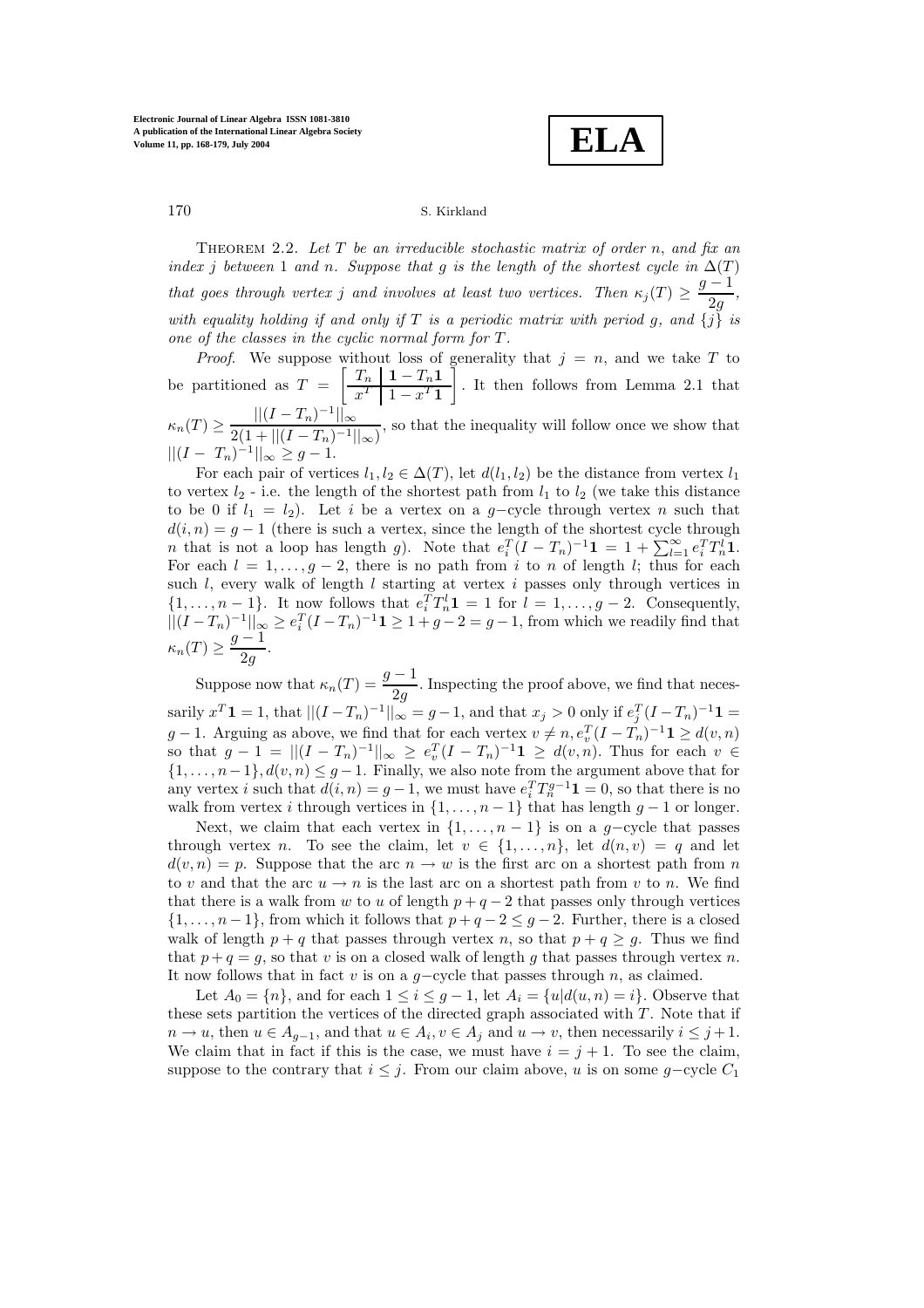Theorem 2.2. *Let $T$ be an irreducible stochastic matrix of order $n$, and fix an index $j$ between 1 and $n$. Suppose that $g$ is the length of the shortest cycle in $\Delta(T)$ that goes through vertex $j$ and involves at least two vertices. Then $\kappa_j(T) \geq \frac{g-1}{2g}$, with equality holding if and only if $T$ is a periodic matrix with period $g$, and $\{j\}$ is one of the classes in the cyclic normal form for $T$.*

*Proof*. We suppose without loss of generality that $j = n$, and we take $T$ to be partitioned as $T = \left[\begin{array}{c|c} T_n & \mathbf{1} - T_n\mathbf{1} \\ \hline x^T & 1 - x^T\mathbf{1} \end{array}\right]$. It then follows from Lemma 2.1 that $\kappa_n(T) \geq \frac{||(I - T_n)^{-1}||_\infty}{2(1 + ||(I - T_n)^{-1}||_\infty)}$, so that the inequality will follow once we show that $||(I - T_n)^{-1}||_\infty \geq g - 1$.

For each pair of vertices $l_1, l_2 \in \Delta(T)$, let $d(l_1, l_2)$ be the distance from vertex $l_1$ to vertex $l_2$ - i.e. the length of the shortest path from $l_1$ to $l_2$ (we take this distance to be 0 if $l_1 = l_2$). Let $i$ be a vertex on a $g-$cycle through vertex $n$ such that $d(i, n) = g - 1$ (there is such a vertex, since the length of the shortest cycle through $n$ that is not a loop has length $g$). Note that $e_i^T(I - T_n)^{-1}\mathbf{1} = 1 + \sum_{l=1}^{\infty} e_i^T T_n^l \mathbf{1}$. For each $l = 1, \ldots, g - 2$, there is no path from $i$ to $n$ of length $l$; thus for each such $l$, every walk of length $l$ starting at vertex $i$ passes only through vertices in $\{1, \ldots, n - 1\}$. It now follows that $e_i^T T_n^l \mathbf{1} = 1$ for $l = 1, \ldots, g - 2$. Consequently, $||(I - T_n)^{-1}||_\infty \geq e_i^T(I - T_n)^{-1}\mathbf{1} \geq 1 + g - 2 = g - 1$, from which we readily find that $\kappa_n(T) \geq \frac{g-1}{2g}$.

Suppose now that $\kappa_n(T) = \frac{g-1}{2g}$. Inspecting the proof above, we find that necessarily $x^T\mathbf{1} = 1$, that $||(I - T_n)^{-1}||_\infty = g - 1$, and that $x_j > 0$ only if $e_j^T(I - T_n)^{-1}\mathbf{1} = g - 1$. Arguing as above, we find that for each vertex $v \neq n$, $e_v^T(I - T_n)^{-1}\mathbf{1} \geq d(v, n)$ so that $g - 1 = ||(I - T_n)^{-1}||_\infty \geq e_v^T(I - T_n)^{-1}\mathbf{1} \geq d(v, n)$. Thus for each $v \in \{1, \ldots, n - 1\}$, $d(v, n) \leq g - 1$. Finally, we also note from the argument above that for any vertex $i$ such that $d(i, n) = g - 1$, we must have $e_i^T T_n^{g-1}\mathbf{1} = 0$, so that there is no walk from vertex $i$ through vertices in $\{1, \ldots, n - 1\}$ that has length $g - 1$ or longer.

Next, we claim that each vertex in $\{1, \ldots, n - 1\}$ is on a $g-$cycle that passes through vertex $n$. To see the claim, let $v \in \{1, \ldots, n\}$, let $d(n, v) = q$ and let $d(v, n) = p$. Suppose that the arc $n \to w$ is the first arc on a shortest path from $n$ to $v$ and that the arc $u \to n$ is the last arc on a shortest path from $v$ to $n$. We find that there is a walk from $w$ to $u$ of length $p + q - 2$ that passes only through vertices $\{1, \ldots, n - 1\}$, from which it follows that $p + q - 2 \leq g - 2$. Further, there is a closed walk of length $p + q$ that passes through vertex $n$, so that $p + q \geq g$. Thus we find that $p + q = g$, so that $v$ is on a closed walk of length $g$ that passes through vertex $n$. It now follows that in fact $v$ is on a $g-$cycle that passes through $n$, as claimed.

Let $A_0 = \{n\}$, and for each $1 \leq i \leq g - 1$, let $A_i = \{u | d(u, n) = i\}$. Observe that these sets partition the vertices of the directed graph associated with $T$. Note that if $n \to u$, then $u \in A_{g-1}$, and that $u \in A_i, v \in A_j$ and $u \to v$, then necessarily $i \leq j + 1$. We claim that in fact if this is the case, we must have $i = j + 1$. To see the claim, suppose to the contrary that $i \leq j$. From our claim above, $u$ is on some $g-$cycle $C_1$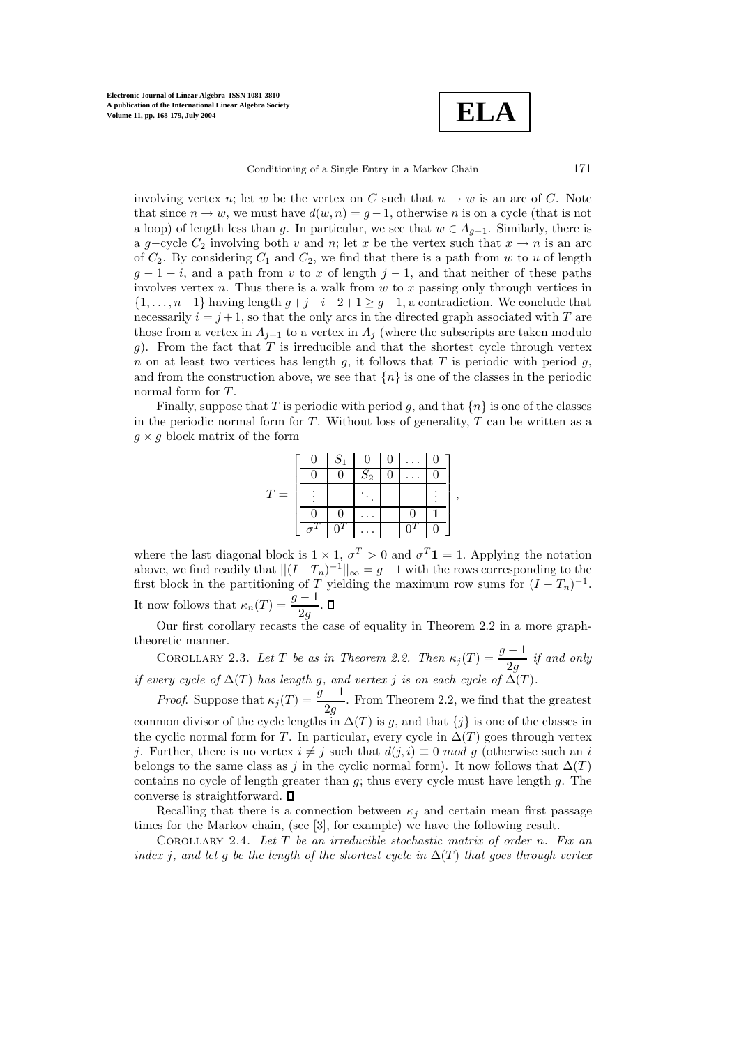involving vertex $n$; let $w$ be the vertex on $C$ such that $n \to w$ is an arc of $C$. Note that since $n \to w$, we must have $d(w, n) = g - 1$, otherwise $n$ is on a cycle (that is not a loop) of length less than $g$. In particular, we see that $w \in A_{g-1}$. Similarly, there is a $g$−cycle $C_2$ involving both $v$ and $n$; let $x$ be the vertex such that $x \to n$ is an arc of $C_2$. By considering $C_1$ and $C_2$, we find that there is a path from $w$ to $u$ of length $g - 1 - i$, and a path from $v$ to $x$ of length $j - 1$, and that neither of these paths involves vertex $n$. Thus there is a walk from $w$ to $x$ passing only through vertices in $\{1, \ldots, n-1\}$ having length $g + j - i - 2 + 1 \geq g - 1$, a contradiction. We conclude that necessarily $i = j + 1$, so that the only arcs in the directed graph associated with $T$ are those from a vertex in $A_{j+1}$ to a vertex in $A_j$ (where the subscripts are taken modulo $g$). From the fact that $T$ is irreducible and that the shortest cycle through vertex $n$ on at least two vertices has length $g$, it follows that $T$ is periodic with period $g$, and from the construction above, we see that $\{n\}$ is one of the classes in the periodic normal form for $T$.

Finally, suppose that $T$ is periodic with period $g$, and that $\{n\}$ is one of the classes in the periodic normal form for $T$. Without loss of generality, $T$ can be written as a $g \times g$ block matrix of the form

$$T = \left[\begin{array}{c|c|c|c|c|c} 0 & S_1 & 0 & 0 & \ldots & 0 \\ \hline 0 & 0 & S_2 & 0 & \ldots & 0 \\ \hline \vdots & & \ddots & & & \vdots \\ \hline 0 & 0 & \ldots & & 0 & \mathbf{1} \\ \hline \sigma^T & 0^T & \ldots & & 0^T & 0 \end{array}\right],$$

where the last diagonal block is $1 \times 1$, $\sigma^T > 0$ and $\sigma^T \mathbf{1} = 1$. Applying the notation above, we find readily that $||(I - T_n)^{-1}||_\infty = g - 1$ with the rows corresponding to the first block in the partitioning of $T$ yielding the maximum row sums for $(I - T_n)^{-1}$. It now follows that $\kappa_n(T) = \dfrac{g-1}{2g}$. $\square$

Our first corollary recasts the case of equality in Theorem 2.2 in a more graph-theoretic manner.

Corollary 2.3. *Let $T$ be as in Theorem 2.2. Then $\kappa_j(T) = \dfrac{g-1}{2g}$ if and only if every cycle of $\Delta(T)$ has length $g$, and vertex $j$ is on each cycle of $\Delta(T)$.*

*Proof*. Suppose that $\kappa_j(T) = \dfrac{g-1}{2g}$. From Theorem 2.2, we find that the greatest common divisor of the cycle lengths in $\Delta(T)$ is $g$, and that $\{j\}$ is one of the classes in the cyclic normal form for $T$. In particular, every cycle in $\Delta(T)$ goes through vertex $j$. Further, there is no vertex $i \neq j$ such that $d(j, i) \equiv 0 \ mod \ g$ (otherwise such an $i$ belongs to the same class as $j$ in the cyclic normal form). It now follows that $\Delta(T)$ contains no cycle of length greater than $g$; thus every cycle must have length $g$. The converse is straightforward. $\square$

Recalling that there is a connection between $\kappa_j$ and certain mean first passage times for the Markov chain, (see [3], for example) we have the following result.

Corollary 2.4. *Let $T$ be an irreducible stochastic matrix of order $n$. Fix an index $j$, and let $g$ be the length of the shortest cycle in $\Delta(T)$ that goes through vertex*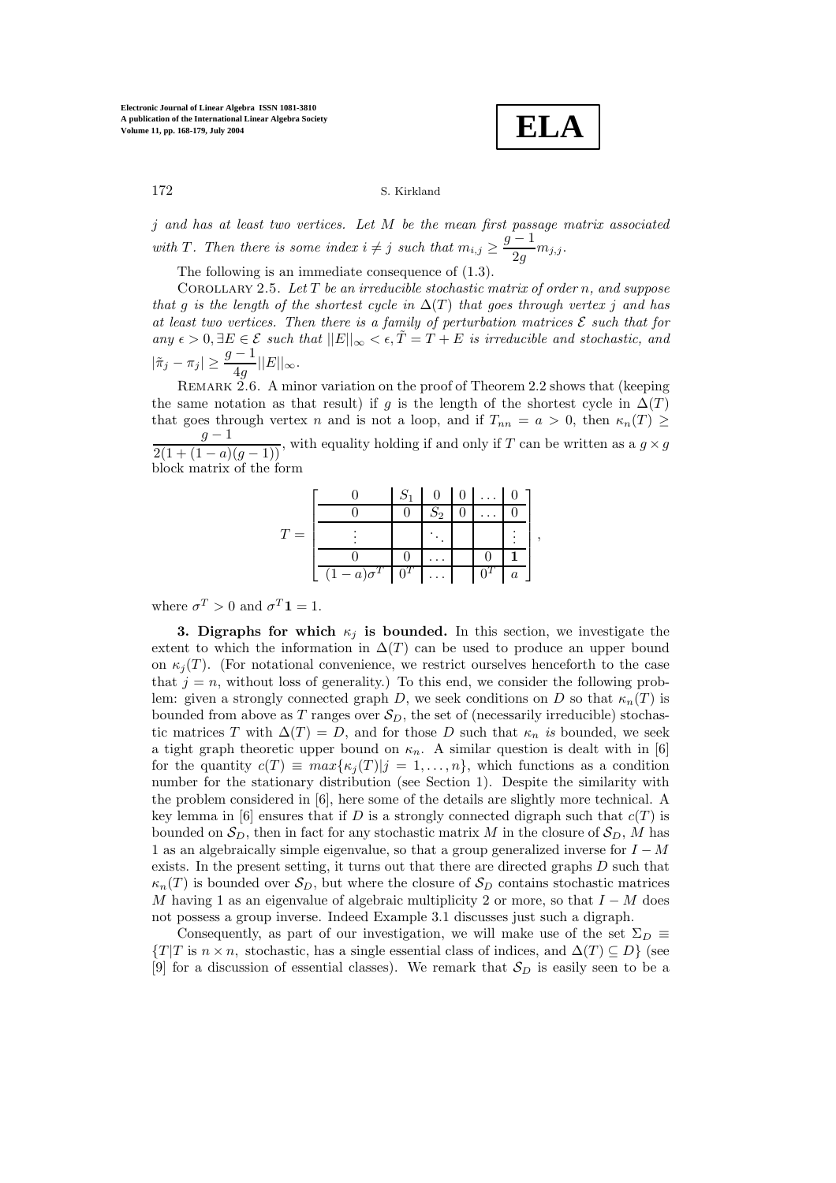*$j$ and has at least two vertices. Let $M$ be the mean first passage matrix associated with $T$. Then there is some index $i \neq j$ such that $m_{i,j} \geq \dfrac{g-1}{2g} m_{j,j}$.*

The following is an immediate consequence of (1.3).

COROLLARY 2.5. *Let $T$ be an irreducible stochastic matrix of order $n$, and suppose that $g$ is the length of the shortest cycle in $\Delta(T)$ that goes through vertex $j$ and has at least two vertices. Then there is a family of perturbation matrices $\mathcal{E}$ such that for any $\epsilon > 0, \exists E \in \mathcal{E}$ such that $||E||_\infty < \epsilon, \tilde{T} = T + E$ is irreducible and stochastic, and $|\tilde{\pi}_j - \pi_j| \geq \dfrac{g-1}{4g} ||E||_\infty$.*

REMARK 2.6. A minor variation on the proof of Theorem 2.2 shows that (keeping the same notation as that result) if $g$ is the length of the shortest cycle in $\Delta(T)$ that goes through vertex $n$ and is not a loop, and if $T_{nn} = a > 0$, then $\kappa_n(T) \geq \dfrac{g-1}{2(1+(1-a)(g-1))}$, with equality holding if and only if $T$ can be written as a $g \times g$ block matrix of the form

$$
T = \left[\begin{array}{c|c|c|c|c|c}
0 & S_1 & 0 & 0 & \dots & 0 \\
\hline
0 & 0 & S_2 & 0 & \dots & 0 \\
\hline
\vdots & & \ddots & & & \vdots \\
\hline
0 & 0 & \dots & & 0 & \mathbf{1} \\
\hline
(1-a)\sigma^T & 0^T & \dots & & 0^T & a
\end{array}\right],
$$

where $\sigma^T > 0$ and $\sigma^T \mathbf{1} = 1$.

**3. Digraphs for which $\kappa_j$ is bounded.** In this section, we investigate the extent to which the information in $\Delta(T)$ can be used to produce an upper bound on $\kappa_j(T)$. (For notational convenience, we restrict ourselves henceforth to the case that $j = n$, without loss of generality.) To this end, we consider the following problem: given a strongly connected graph $D$, we seek conditions on $D$ so that $\kappa_n(T)$ is bounded from above as $T$ ranges over $\mathcal{S}_D$, the set of (necessarily irreducible) stochastic matrices $T$ with $\Delta(T) = D$, and for those $D$ such that $\kappa_n$ *is* bounded, we seek a tight graph theoretic upper bound on $\kappa_n$. A similar question is dealt with in [6] for the quantity $c(T) \equiv max\{\kappa_j(T)|j = 1, \dots, n\}$, which functions as a condition number for the stationary distribution (see Section 1). Despite the similarity with the problem considered in [6], here some of the details are slightly more technical. A key lemma in [6] ensures that if $D$ is a strongly connected digraph such that $c(T)$ is bounded on $\mathcal{S}_D$, then in fact for any stochastic matrix $M$ in the closure of $\mathcal{S}_D$, $M$ has 1 as an algebraically simple eigenvalue, so that a group generalized inverse for $I - M$ exists. In the present setting, it turns out that there are directed graphs $D$ such that $\kappa_n(T)$ is bounded over $\mathcal{S}_D$, but where the closure of $\mathcal{S}_D$ contains stochastic matrices $M$ having 1 as an eigenvalue of algebraic multiplicity 2 or more, so that $I - M$ does not possess a group inverse. Indeed Example 3.1 discusses just such a digraph.

Consequently, as part of our investigation, we will make use of the set $\Sigma_D \equiv \{T|T$ is $n \times n$, stochastic, has a single essential class of indices, and $\Delta(T) \subseteq D\}$ (see [9] for a discussion of essential classes). We remark that $\mathcal{S}_D$ is easily seen to be a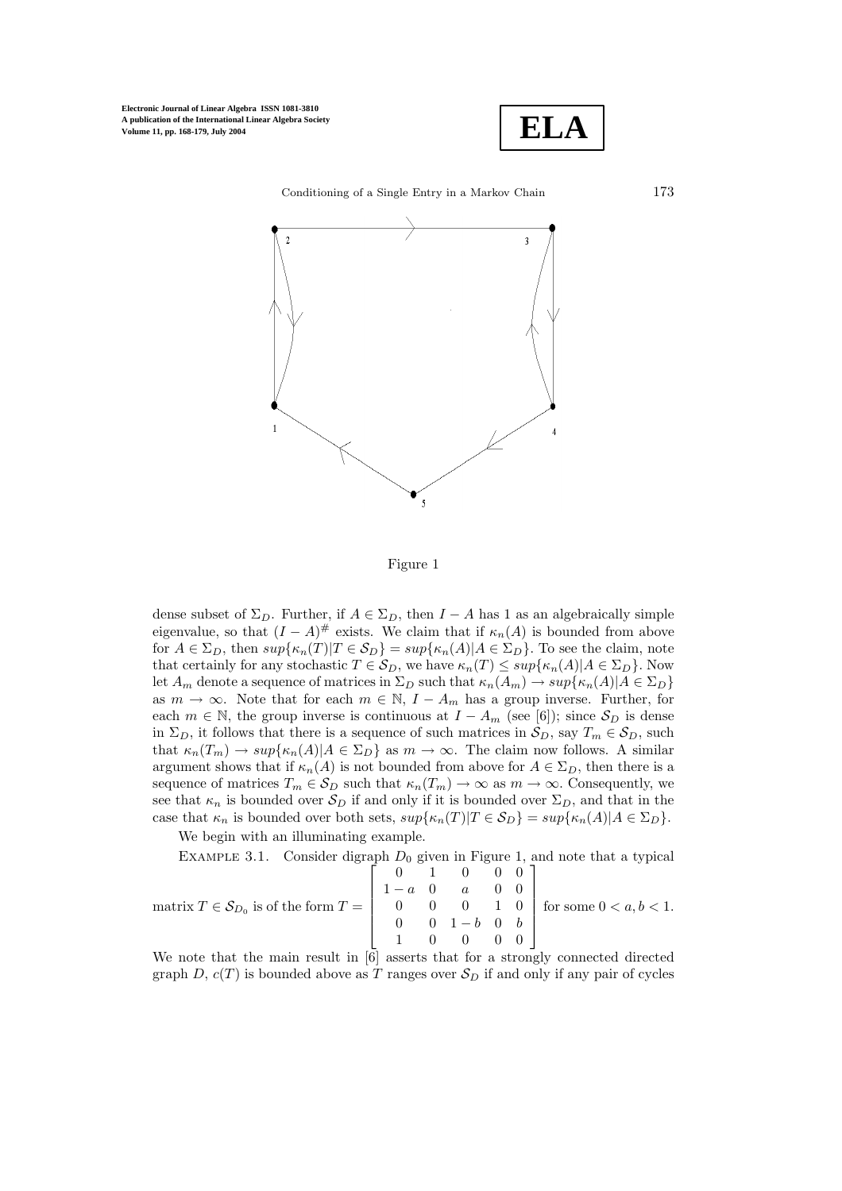Figure 1

dense subset of $\Sigma_D$. Further, if $A \in \Sigma_D$, then $I - A$ has 1 as an algebraically simple eigenvalue, so that $(I - A)^{\#}$ exists. We claim that if $\kappa_n(A)$ is bounded from above for $A \in \Sigma_D$, then $sup\{\kappa_n(T)|T \in \mathcal{S}_D\} = sup\{\kappa_n(A)|A \in \Sigma_D\}$. To see the claim, note that certainly for any stochastic $T \in \mathcal{S}_D$, we have $\kappa_n(T) \leq sup\{\kappa_n(A)|A \in \Sigma_D\}$. Now let $A_m$ denote a sequence of matrices in $\Sigma_D$ such that $\kappa_n(A_m) \to sup\{\kappa_n(A)|A \in \Sigma_D\}$ as $m \to \infty$. Note that for each $m \in \mathbb{N}$, $I - A_m$ has a group inverse. Further, for each $m \in \mathbb{N}$, the group inverse is continuous at $I - A_m$ (see [6]); since $\mathcal{S}_D$ is dense in $\Sigma_D$, it follows that there is a sequence of such matrices in $\mathcal{S}_D$, say $T_m \in \mathcal{S}_D$, such that $\kappa_n(T_m) \to sup\{\kappa_n(A)|A \in \Sigma_D\}$ as $m \to \infty$. The claim now follows. A similar argument shows that if $\kappa_n(A)$ is not bounded from above for $A \in \Sigma_D$, then there is a sequence of matrices $T_m \in \mathcal{S}_D$ such that $\kappa_n(T_m) \to \infty$ as $m \to \infty$. Consequently, we see that $\kappa_n$ is bounded over $\mathcal{S}_D$ if and only if it is bounded over $\Sigma_D$, and that in the case that $\kappa_n$ is bounded over both sets, $sup\{\kappa_n(T)|T \in \mathcal{S}_D\} = sup\{\kappa_n(A)|A \in \Sigma_D\}$.

We begin with an illuminating example.

EXAMPLE 3.1. Consider digraph $D_0$ given in Figure 1, and note that a typical matrix $T \in \mathcal{S}_{D_0}$ is of the form $T = \begin{bmatrix} 0 & 1 & 0 & 0 & 0 \\ 1-a & 0 & a & 0 & 0 \\ 0 & 0 & 0 & 1 & 0 \\ 0 & 0 & 1-b & 0 & b \\ 1 & 0 & 0 & 0 & 0 \end{bmatrix}$ for some $0 < a, b < 1$.

We note that the main result in [6] asserts that for a strongly connected directed graph $D$, $c(T)$ is bounded above as $T$ ranges over $\mathcal{S}_D$ if and only if any pair of cycles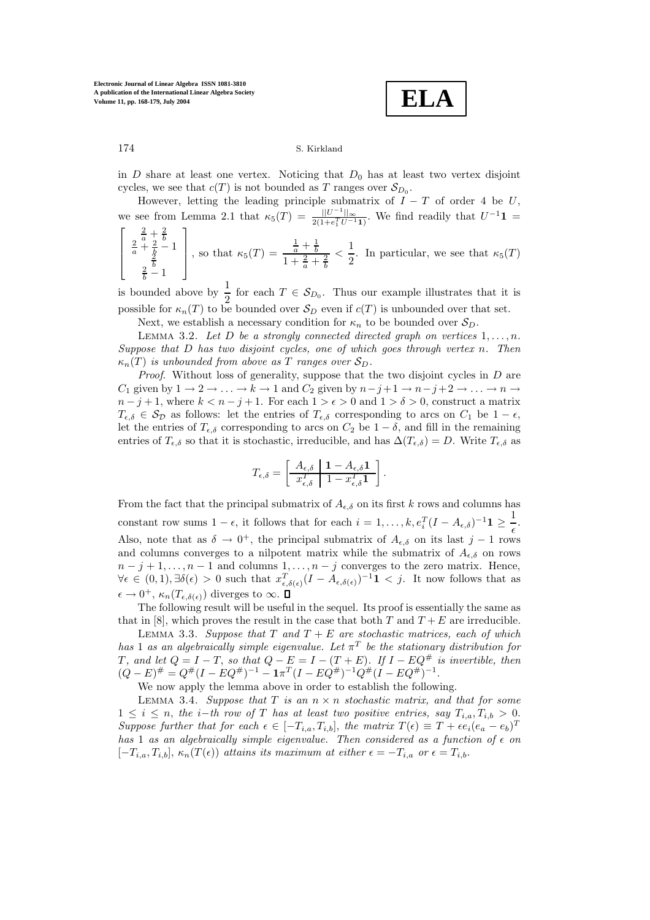in $D$ share at least one vertex. Noticing that $D_0$ has at least two vertex disjoint cycles, we see that $c(T)$ is not bounded as $T$ ranges over $\mathcal{S}_{D_0}$.

However, letting the leading principle submatrix of $I - T$ of order 4 be $U$, we see from Lemma 2.1 that $\kappa_5(T) = \frac{||U^{-1}||_\infty}{2(1+e_1^T U^{-1}\mathbf{1})}$. We find readily that $U^{-1}\mathbf{1} = \begin{bmatrix} \frac{2}{a} + \frac{2}{b} \\ \frac{2}{a} + \frac{2}{b} - 1 \\ \frac{2}{b} \\ \frac{2}{b} - 1 \end{bmatrix}$, so that $\kappa_5(T) = \dfrac{\frac{1}{a} + \frac{1}{b}}{1 + \frac{2}{a} + \frac{2}{b}} < \dfrac{1}{2}$. In particular, we see that $\kappa_5(T)$ is bounded above by $\dfrac{1}{2}$ for each $T \in \mathcal{S}_{D_0}$. Thus our example illustrates that it is possible for $\kappa_n(T)$ to be bounded over $\mathcal{S}_D$ even if $c(T)$ is unbounded over that set.

Next, we establish a necessary condition for $\kappa_n$ to be bounded over $\mathcal{S}_D$.

Lemma 3.2. *Let $D$ be a strongly connected directed graph on vertices $1, \ldots, n$. Suppose that $D$ has two disjoint cycles, one of which goes through vertex $n$. Then $\kappa_n(T)$ is unbounded from above as $T$ ranges over $\mathcal{S}_D$.*

*Proof*. Without loss of generality, suppose that the two disjoint cycles in $D$ are $C_1$ given by $1 \to 2 \to \ldots \to k \to 1$ and $C_2$ given by $n-j+1 \to n-j+2 \to \ldots \to n \to n-j+1$, where $k < n-j+1$. For each $1 > \epsilon > 0$ and $1 > \delta > 0$, construct a matrix $T_{\epsilon,\delta} \in \mathcal{S}_{\mathcal{D}}$ as follows: let the entries of $T_{\epsilon,\delta}$ corresponding to arcs on $C_1$ be $1-\epsilon$, let the entries of $T_{\epsilon,\delta}$ corresponding to arcs on $C_2$ be $1-\delta$, and fill in the remaining entries of $T_{\epsilon,\delta}$ so that it is stochastic, irreducible, and has $\Delta(T_{\epsilon,\delta}) = D$. Write $T_{\epsilon,\delta}$ as

$$T_{\epsilon,\delta} = \left[\begin{array}{c|c} A_{\epsilon,\delta} & \mathbf{1} - A_{\epsilon,\delta}\mathbf{1} \\ \hline x_{\epsilon,\delta}^T & 1 - x_{\epsilon,\delta}^T\mathbf{1} \end{array}\right].$$

From the fact that the principal submatrix of $A_{\epsilon,\delta}$ on its first $k$ rows and columns has constant row sums $1-\epsilon$, it follows that for each $i = 1, \ldots, k, e_i^T(I - A_{\epsilon,\delta})^{-1}\mathbf{1} \geq \dfrac{1}{\epsilon}$. Also, note that as $\delta \to 0^+$, the principal submatrix of $A_{\epsilon,\delta}$ on its last $j-1$ rows and columns converges to a nilpotent matrix while the submatrix of $A_{\epsilon,\delta}$ on rows $n-j+1, \ldots, n-1$ and columns $1, \ldots, n-j$ converges to the zero matrix. Hence, $\forall \epsilon \in (0,1), \exists \delta(\epsilon) > 0$ such that $x_{\epsilon,\delta(\epsilon)}^T(I - A_{\epsilon,\delta(\epsilon)})^{-1}\mathbf{1} < j$. It now follows that as $\epsilon \to 0^+$, $\kappa_n(T_{\epsilon,\delta(\epsilon)})$ diverges to $\infty$. ∎

The following result will be useful in the sequel. Its proof is essentially the same as that in [8], which proves the result in the case that both $T$ and $T+E$ are irreducible.

Lemma 3.3. *Suppose that $T$ and $T+E$ are stochastic matrices, each of which has 1 as an algebraically simple eigenvalue. Let $\pi^T$ be the stationary distribution for $T$, and let $Q = I - T$, so that $Q - E = I - (T+E)$. If $I - EQ^\#$ is invertible, then $(Q-E)^\# = Q^\#(I - EQ^\#)^{-1} - \mathbf{1}\pi^T(I - EQ^\#)^{-1}Q^\#(I - EQ^\#)^{-1}$.*

We now apply the lemma above in order to establish the following.

Lemma 3.4. *Suppose that $T$ is an $n \times n$ stochastic matrix, and that for some $1 \leq i \leq n$, the $i-$th row of $T$ has at least two positive entries, say $T_{i,a}, T_{i,b} > 0$. Suppose further that for each $\epsilon \in [-T_{i,a}, T_{i,b}]$, the matrix $T(\epsilon) \equiv T + \epsilon e_i(e_a - e_b)^T$ has 1 as an algebraically simple eigenvalue. Then considered as a function of $\epsilon$ on $[-T_{i,a}, T_{i,b}]$, $\kappa_n(T(\epsilon))$ attains its maximum at either $\epsilon = -T_{i,a}$ or $\epsilon = T_{i,b}$.*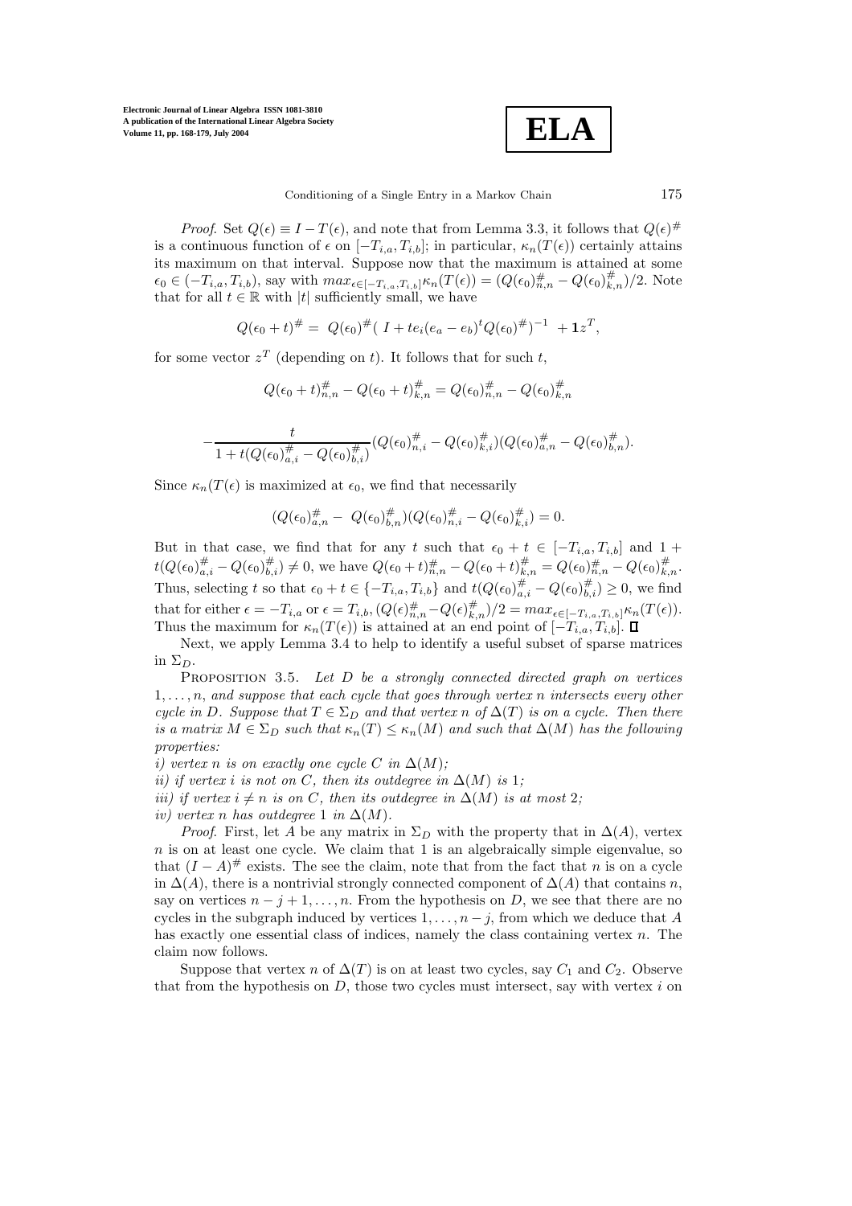*Proof*. Set $Q(\epsilon) \equiv I - T(\epsilon)$, and note that from Lemma 3.3, it follows that $Q(\epsilon)^{\#}$ is a continuous function of $\epsilon$ on $[-T_{i,a}, T_{i,b}]$; in particular, $\kappa_n(T(\epsilon))$ certainly attains its maximum on that interval. Suppose now that the maximum is attained at some $\epsilon_0 \in (-T_{i,a}, T_{i,b})$, say with $max_{\epsilon \in [-T_{i,a},T_{i,b}]}\kappa_n(T(\epsilon)) = (Q(\epsilon_0)^{\#}_{n,n} - Q(\epsilon_0)^{\#}_{k,n})/2$. Note that for all $t \in \mathbb{R}$ with $|t|$ sufficiently small, we have

$$Q(\epsilon_0 + t)^{\#} = Q(\epsilon_0)^{\#}(\ I + te_i(e_a - e_b)^t Q(\epsilon_0)^{\#})^{-1}\ + \mathbf{1}z^T,$$

for some vector $z^T$ (depending on $t$). It follows that for such $t$,

$$Q(\epsilon_0 + t)^{\#}_{n,n} - Q(\epsilon_0 + t)^{\#}_{k,n} = Q(\epsilon_0)^{\#}_{n,n} - Q(\epsilon_0)^{\#}_{k,n}$$

$$-\frac{t}{1 + t(Q(\epsilon_0)^{\#}_{a,i} - Q(\epsilon_0)^{\#}_{b,i})}(Q(\epsilon_0)^{\#}_{n,i} - Q(\epsilon_0)^{\#}_{k,i})(Q(\epsilon_0)^{\#}_{a,n} - Q(\epsilon_0)^{\#}_{b,n}).$$

Since $\kappa_n(T(\epsilon)$ is maximized at $\epsilon_0$, we find that necessarily

$$(Q(\epsilon_0)^{\#}_{a,n} -\ Q(\epsilon_0)^{\#}_{b,n})(Q(\epsilon_0)^{\#}_{n,i} - Q(\epsilon_0)^{\#}_{k,i}) = 0.$$

But in that case, we find that for any $t$ such that $\epsilon_0 + t \in [-T_{i,a}, T_{i,b}]$ and $1 + t(Q(\epsilon_0)^{\#}_{a,i} - Q(\epsilon_0)^{\#}_{b,i}) \neq 0$, we have $Q(\epsilon_0 + t)^{\#}_{n,n} - Q(\epsilon_0 + t)^{\#}_{k,n} = Q(\epsilon_0)^{\#}_{n,n} - Q(\epsilon_0)^{\#}_{k,n}$. Thus, selecting $t$ so that $\epsilon_0 + t \in \{-T_{i,a}, T_{i,b}\}$ and $t(Q(\epsilon_0)^{\#}_{a,i} - Q(\epsilon_0)^{\#}_{b,i}) \geq 0$, we find that for either $\epsilon = -T_{i,a}$ or $\epsilon = T_{i,b}$, $(Q(\epsilon)^{\#}_{n,n} - Q(\epsilon)^{\#}_{k,n})/2 = max_{\epsilon \in [-T_{i,a},T_{i,b}]}\kappa_n(T(\epsilon))$. Thus the maximum for $\kappa_n(T(\epsilon))$ is attained at an end point of $[-T_{i,a}, T_{i,b}]$. ∎

Next, we apply Lemma 3.4 to help to identify a useful subset of sparse matrices in $\Sigma_D$.

PROPOSITION 3.5. *Let $D$ be a strongly connected directed graph on vertices $1, \ldots, n$, and suppose that each cycle that goes through vertex $n$ intersects every other cycle in $D$. Suppose that $T \in \Sigma_D$ and that vertex $n$ of $\Delta(T)$ is on a cycle. Then there is a matrix $M \in \Sigma_D$ such that $\kappa_n(T) \leq \kappa_n(M)$ and such that $\Delta(M)$ has the following properties:*

*i) vertex $n$ is on exactly one cycle $C$ in $\Delta(M)$;*

*ii) if vertex $i$ is not on $C$, then its outdegree in $\Delta(M)$ is 1;*

*iii) if vertex $i \neq n$ is on $C$, then its outdegree in $\Delta(M)$ is at most 2;*

*iv) vertex $n$ has outdegree 1 in $\Delta(M)$.*

*Proof*. First, let $A$ be any matrix in $\Sigma_D$ with the property that in $\Delta(A)$, vertex $n$ is on at least one cycle. We claim that 1 is an algebraically simple eigenvalue, so that $(I - A)^{\#}$ exists. The see the claim, note that from the fact that $n$ is on a cycle in $\Delta(A)$, there is a nontrivial strongly connected component of $\Delta(A)$ that contains $n$, say on vertices $n - j + 1, \ldots, n$. From the hypothesis on $D$, we see that there are no cycles in the subgraph induced by vertices $1, \ldots, n - j$, from which we deduce that $A$ has exactly one essential class of indices, namely the class containing vertex $n$. The claim now follows.

Suppose that vertex $n$ of $\Delta(T)$ is on at least two cycles, say $C_1$ and $C_2$. Observe that from the hypothesis on $D$, those two cycles must intersect, say with vertex $i$ on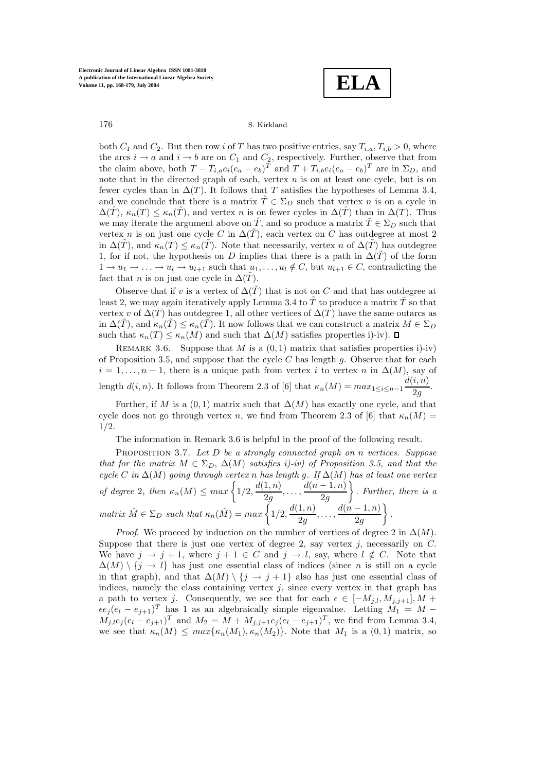both $C_1$ and $C_2$. But then row $i$ of $T$ has two positive entries, say $T_{i,a}, T_{i,b} > 0$, where the arcs $i \to a$ and $i \to b$ are on $C_1$ and $C_2$, respectively. Further, observe that from the claim above, both $T - T_{i,a}e_i(e_a - e_b)^T$ and $T + T_{i,b}e_i(e_a - e_b)^T$ are in $\Sigma_D$, and note that in the directed graph of each, vertex $n$ is on at least one cycle, but is on fewer cycles than in $\Delta(T)$. It follows that $T$ satisfies the hypotheses of Lemma 3.4, and we conclude that there is a matrix $\hat{T} \in \Sigma_D$ such that vertex $n$ is on a cycle in $\Delta(\hat{T})$, $\kappa_n(T) \leq \kappa_n(\hat{T})$, and vertex $n$ is on fewer cycles in $\Delta(\hat{T})$ than in $\Delta(T)$. Thus we may iterate the argument above on $\hat{T}$, and so produce a matrix $\tilde{T} \in \Sigma_D$ such that vertex $n$ is on just one cycle $C$ in $\Delta(\tilde{T})$, each vertex on $C$ has outdegree at most 2 in $\Delta(\tilde{T})$, and $\kappa_n(T) \leq \kappa_n(\tilde{T})$. Note that necessarily, vertex $n$ of $\Delta(\tilde{T})$ has outdegree 1, for if not, the hypothesis on $D$ implies that there is a path in $\Delta(\tilde{T})$ of the form $1 \to u_1 \to \ldots \to u_l \to u_{l+1}$ such that $u_1, \ldots, u_l \notin C$, but $u_{l+1} \in C$, contradicting the fact that $n$ is on just one cycle in $\Delta(\tilde{T})$.

Observe that if $v$ is a vertex of $\Delta(\tilde{T})$ that is not on $C$ and that has outdegree at least 2, we may again iteratively apply Lemma 3.4 to $\tilde{T}$ to produce a matrix $\bar{T}$ so that vertex $v$ of $\Delta(\bar{T})$ has outdegree 1, all other vertices of $\Delta(\bar{T})$ have the same outarcs as in $\Delta(\tilde{T})$, and $\kappa_n(\tilde{T}) \leq \kappa_n(\bar{T})$. It now follows that we can construct a matrix $M \in \Sigma_D$ such that $\kappa_n(T) \leq \kappa_n(M)$ and such that $\Delta(M)$ satisfies properties i)-iv). ◻

Remark 3.6. Suppose that $M$ is a $(0,1)$ matrix that satisfies properties i)-iv) of Proposition 3.5, and suppose that the cycle $C$ has length $g$. Observe that for each $i = 1, \ldots, n-1$, there is a unique path from vertex $i$ to vertex $n$ in $\Delta(M)$, say of length $d(i,n)$. It follows from Theorem 2.3 of [6] that $\kappa_n(M) = max_{1 \leq i \leq n-1} \dfrac{d(i,n)}{2g}$.

Further, if $M$ is a $(0,1)$ matrix such that $\Delta(M)$ has exactly one cycle, and that cycle does not go through vertex $n$, we find from Theorem 2.3 of [6] that $\kappa_n(M) = 1/2$.

The information in Remark 3.6 is helpful in the proof of the following result.

Proposition 3.7. *Let $D$ be a strongly connected graph on $n$ vertices. Suppose that for the matrix $M \in \Sigma_D$, $\Delta(M)$ satisfies i)-iv) of Proposition 3.5, and that the cycle $C$ in $\Delta(M)$ going through vertex $n$ has length $g$. If $\Delta(M)$ has at least one vertex of degree 2, then $\kappa_n(M) \leq max \left\{1/2, \dfrac{d(1,n)}{2g}, \ldots, \dfrac{d(n-1,n)}{2g}\right\}$. Further, there is a matrix $\hat{M} \in \Sigma_D$ such that $\kappa_n(\hat{M}) = max \left\{1/2, \dfrac{d(1,n)}{2g}, \ldots, \dfrac{d(n-1,n)}{2g}\right\}$.*

*Proof.* We proceed by induction on the number of vertices of degree 2 in $\Delta(M)$. Suppose that there is just one vertex of degree 2, say vertex $j$, necessarily on $C$. We have $j \to j+1$, where $j+1 \in C$ and $j \to l$, say, where $l \notin C$. Note that $\Delta(M) \setminus \{j \to l\}$ has just one essential class of indices (since $n$ is still on a cycle in that graph), and that $\Delta(M) \setminus \{j \to j+1\}$ also has just one essential class of indices, namely the class containing vertex $j$, since every vertex in that graph has a path to vertex $j$. Consequently, we see that for each $\epsilon \in [-M_{j,l}, M_{j,j+1}], M + \epsilon e_j(e_l - e_{j+1})^T$ has 1 as an algebraically simple eigenvalue. Letting $M_1 = M - M_{j,l}e_j(e_l - e_{j+1})^T$ and $M_2 = M + M_{j,j+1}e_j(e_l - e_{j+1})^T$, we find from Lemma 3.4, we see that $\kappa_n(M) \leq max\{\kappa_n(M_1), \kappa_n(M_2)\}$. Note that $M_1$ is a $(0,1)$ matrix, so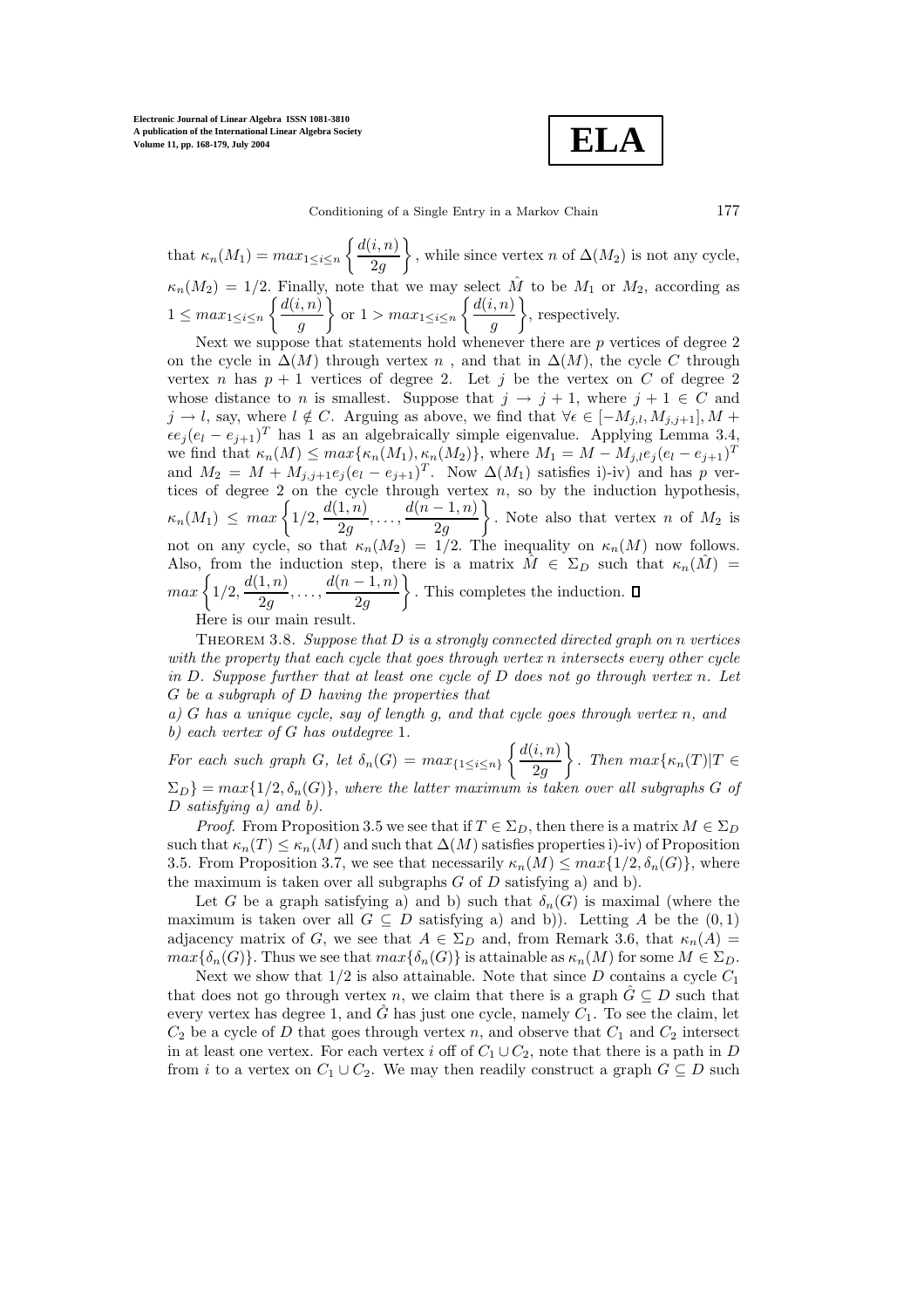that $\kappa_n(M_1) = max_{1\leq i\leq n}\left\{\frac{d(i,n)}{2g}\right\}$, while since vertex $n$ of $\Delta(M_2)$ is not any cycle, $\kappa_n(M_2) = 1/2$. Finally, note that we may select $\hat{M}$ to be $M_1$ or $M_2$, according as $1 \leq max_{1\leq i\leq n}\left\{\frac{d(i,n)}{g}\right\}$ or $1 > max_{1\leq i\leq n}\left\{\frac{d(i,n)}{g}\right\}$, respectively.

Next we suppose that statements hold whenever there are $p$ vertices of degree 2 on the cycle in $\Delta(M)$ through vertex $n$ , and that in $\Delta(M)$, the cycle $C$ through vertex $n$ has $p + 1$ vertices of degree 2. Let $j$ be the vertex on $C$ of degree 2 whose distance to $n$ is smallest. Suppose that $j \to j + 1$, where $j + 1 \in C$ and $j \to l$, say, where $l \notin C$. Arguing as above, we find that $\forall \epsilon \in [-M_{j,l}, M_{j,j+1}], M + \epsilon e_j(e_l - e_{j+1})^T$ has 1 as an algebraically simple eigenvalue. Applying Lemma 3.4, we find that $\kappa_n(M) \leq max\{\kappa_n(M_1), \kappa_n(M_2)\}$, where $M_1 = M - M_{j,l}e_j(e_l - e_{j+1})^T$ and $M_2 = M + M_{j,j+1}e_j(e_l - e_{j+1})^T$. Now $\Delta(M_1)$ satisfies i)-iv) and has $p$ vertices of degree 2 on the cycle through vertex $n$, so by the induction hypothesis, $\kappa_n(M_1) \leq max\left\{1/2, \frac{d(1,n)}{2g}, \ldots, \frac{d(n-1,n)}{2g}\right\}$. Note also that vertex $n$ of $M_2$ is not on any cycle, so that $\kappa_n(M_2) = 1/2$. The inequality on $\kappa_n(M)$ now follows. Also, from the induction step, there is a matrix $\hat{M} \in \Sigma_D$ such that $\kappa_n(\hat{M}) = max\left\{1/2, \frac{d(1,n)}{2g}, \ldots, \frac{d(n-1,n)}{2g}\right\}$. This completes the induction. $\square$

Here is our main result.

Theorem 3.8. *Suppose that $D$ is a strongly connected directed graph on $n$ vertices with the property that each cycle that goes through vertex $n$ intersects every other cycle in $D$. Suppose further that at least one cycle of $D$ does not go through vertex $n$. Let $G$ be a subgraph of $D$ having the properties that*

*a) $G$ has a unique cycle, say of length $g$, and that cycle goes through vertex $n$, and*
*b) each vertex of $G$ has outdegree 1.*

*For each such graph $G$, let $\delta_n(G) = max_{\{1\leq i\leq n\}}\left\{\frac{d(i,n)}{2g}\right\}$. Then $max\{\kappa_n(T)|T \in \Sigma_D\} = max\{1/2, \delta_n(G)\}$, where the latter maximum is taken over all subgraphs $G$ of $D$ satisfying a) and b).*

*Proof.* From Proposition 3.5 we see that if $T \in \Sigma_D$, then there is a matrix $M \in \Sigma_D$ such that $\kappa_n(T) \leq \kappa_n(M)$ and such that $\Delta(M)$ satisfies properties i)-iv) of Proposition 3.5. From Proposition 3.7, we see that necessarily $\kappa_n(M) \leq max\{1/2, \delta_n(G)\}$, where the maximum is taken over all subgraphs $G$ of $D$ satisfying a) and b).

Let $G$ be a graph satisfying a) and b) such that $\delta_n(G)$ is maximal (where the maximum is taken over all $G \subseteq D$ satisfying a) and b)). Letting $A$ be the $(0,1)$ adjacency matrix of $G$, we see that $A \in \Sigma_D$ and, from Remark 3.6, that $\kappa_n(A) = max\{\delta_n(G)\}$. Thus we see that $max\{\delta_n(G)\}$ is attainable as $\kappa_n(M)$ for some $M \in \Sigma_D$.

Next we show that 1/2 is also attainable. Note that since $D$ contains a cycle $C_1$ that does not go through vertex $n$, we claim that there is a graph $\hat{G} \subseteq D$ such that every vertex has degree 1, and $\hat{G}$ has just one cycle, namely $C_1$. To see the claim, let $C_2$ be a cycle of $D$ that goes through vertex $n$, and observe that $C_1$ and $C_2$ intersect in at least one vertex. For each vertex $i$ off of $C_1 \cup C_2$, note that there is a path in $D$ from $i$ to a vertex on $C_1 \cup C_2$. We may then readily construct a graph $G \subseteq D$ such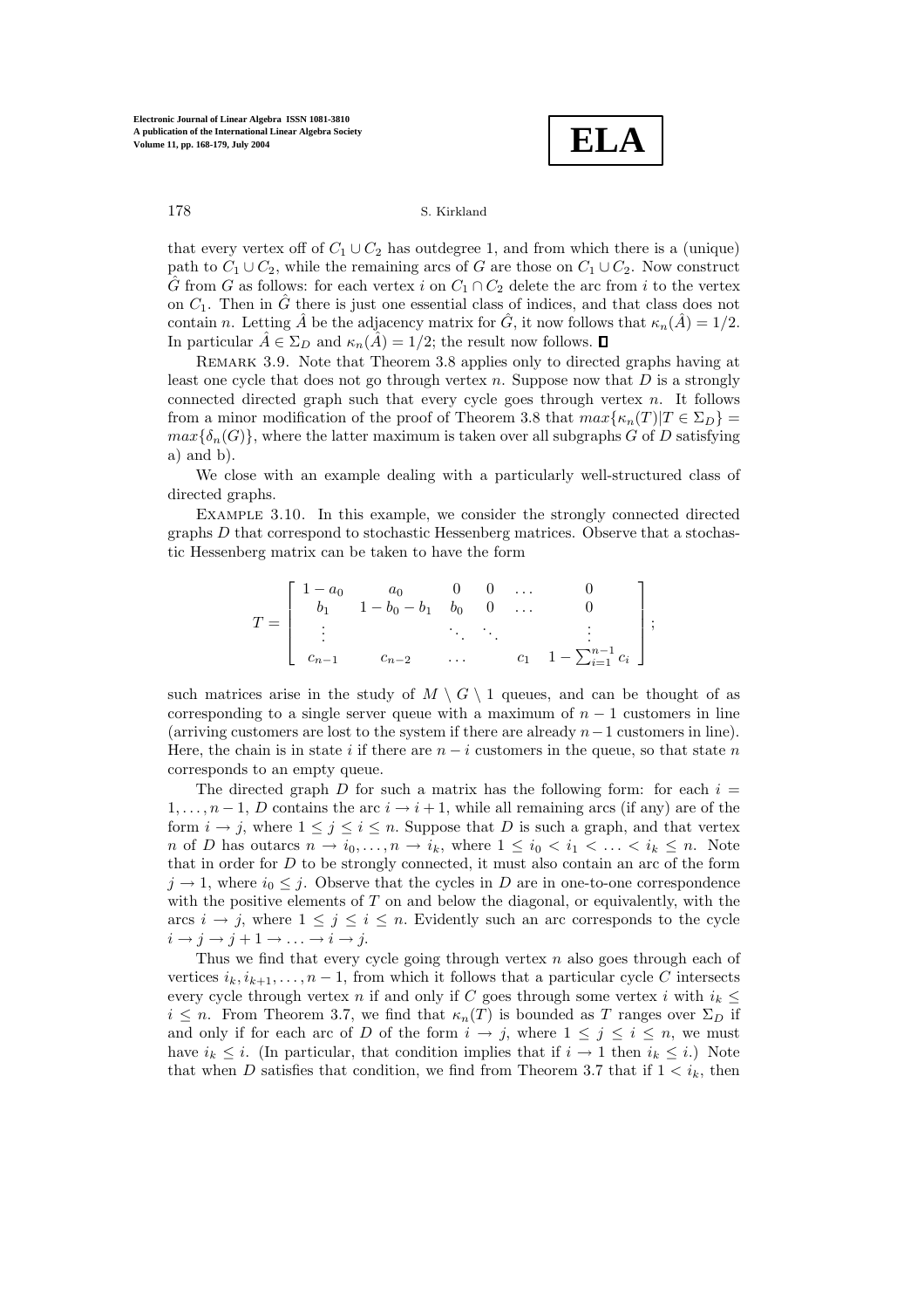that every vertex off of $C_1 \cup C_2$ has outdegree 1, and from which there is a (unique) path to $C_1 \cup C_2$, while the remaining arcs of $G$ are those on $C_1 \cup C_2$. Now construct $\hat{G}$ from $G$ as follows: for each vertex $i$ on $C_1 \cap C_2$ delete the arc from $i$ to the vertex on $C_1$. Then in $\hat{G}$ there is just one essential class of indices, and that class does not contain $n$. Letting $\hat{A}$ be the adjacency matrix for $\hat{G}$, it now follows that $\kappa_n(\hat{A}) = 1/2$. In particular $\hat{A} \in \Sigma_D$ and $\kappa_n(\hat{A}) = 1/2$; the result now follows. ◻

REMARK 3.9. Note that Theorem 3.8 applies only to directed graphs having at least one cycle that does not go through vertex $n$. Suppose now that $D$ is a strongly connected directed graph such that every cycle goes through vertex $n$. It follows from a minor modification of the proof of Theorem 3.8 that $max\{\kappa_n(T)|T \in \Sigma_D\} = max\{\delta_n(G)\}$, where the latter maximum is taken over all subgraphs $G$ of $D$ satisfying a) and b).

We close with an example dealing with a particularly well-structured class of directed graphs.

EXAMPLE 3.10. In this example, we consider the strongly connected directed graphs $D$ that correspond to stochastic Hessenberg matrices. Observe that a stochastic Hessenberg matrix can be taken to have the form

$$T = \begin{bmatrix} 1-a_0 & a_0 & 0 & 0 & \dots & 0 \\ b_1 & 1-b_0-b_1 & b_0 & 0 & \dots & 0 \\ \vdots & & \ddots & \ddots & & \vdots \\ c_{n-1} & c_{n-2} & \dots & & c_1 & 1-\sum_{i=1}^{n-1} c_i \end{bmatrix};$$

such matrices arise in the study of $M \setminus G \setminus 1$ queues, and can be thought of as corresponding to a single server queue with a maximum of $n-1$ customers in line (arriving customers are lost to the system if there are already $n-1$ customers in line). Here, the chain is in state $i$ if there are $n-i$ customers in the queue, so that state $n$ corresponds to an empty queue.

The directed graph $D$ for such a matrix has the following form: for each $i = 1, \dots, n-1$, $D$ contains the arc $i \to i+1$, while all remaining arcs (if any) are of the form $i \to j$, where $1 \le j \le i \le n$. Suppose that $D$ is such a graph, and that vertex $n$ of $D$ has outarcs $n \to i_0, \dots, n \to i_k$, where $1 \le i_0 < i_1 < \dots < i_k \le n$. Note that in order for $D$ to be strongly connected, it must also contain an arc of the form $j \to 1$, where $i_0 \le j$. Observe that the cycles in $D$ are in one-to-one correspondence with the positive elements of $T$ on and below the diagonal, or equivalently, with the arcs $i \to j$, where $1 \le j \le i \le n$. Evidently such an arc corresponds to the cycle $i \to j \to j+1 \to \dots \to i \to j$.

Thus we find that every cycle going through vertex $n$ also goes through each of vertices $i_k, i_{k+1}, \dots, n-1$, from which it follows that a particular cycle $C$ intersects every cycle through vertex $n$ if and only if $C$ goes through some vertex $i$ with $i_k \le i \le n$. From Theorem 3.7, we find that $\kappa_n(T)$ is bounded as $T$ ranges over $\Sigma_D$ if and only if for each arc of $D$ of the form $i \to j$, where $1 \le j \le i \le n$, we must have $i_k \le i$. (In particular, that condition implies that if $i \to 1$ then $i_k \le i$.) Note that when $D$ satisfies that condition, we find from Theorem 3.7 that if $1 < i_k$, then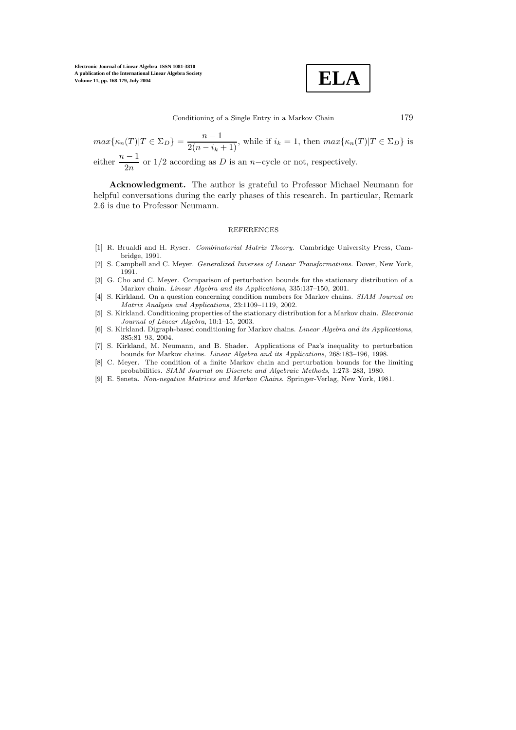$max\{\kappa_n(T)|T \in \Sigma_D\} = \dfrac{n-1}{2(n-i_k+1)}$, while if $i_k = 1$, then $max\{\kappa_n(T)|T \in \Sigma_D\}$ is either $\dfrac{n-1}{2n}$ or $1/2$ according as $D$ is an $n-$cycle or not, respectively.

**Acknowledgment.** The author is grateful to Professor Michael Neumann for helpful conversations during the early phases of this research. In particular, Remark 2.6 is due to Professor Neumann.

## REFERENCES

[1] R. Brualdi and H. Ryser. *Combinatorial Matrix Theory*. Cambridge University Press, Cambridge, 1991.

[2] S. Campbell and C. Meyer. *Generalized Inverses of Linear Transformations*. Dover, New York, 1991.

[3] G. Cho and C. Meyer. Comparison of perturbation bounds for the stationary distribution of a Markov chain. *Linear Algebra and its Applications*, 335:137–150, 2001.

[4] S. Kirkland. On a question concerning condition numbers for Markov chains. *SIAM Journal on Matrix Analysis and Applications*, 23:1109–1119, 2002.

[5] S. Kirkland. Conditioning properties of the stationary distribution for a Markov chain. *Electronic Journal of Linear Algebra*, 10:1–15, 2003.

[6] S. Kirkland. Digraph-based conditioning for Markov chains. *Linear Algebra and its Applications*, 385:81–93, 2004.

[7] S. Kirkland, M. Neumann, and B. Shader. Applications of Paz's inequality to perturbation bounds for Markov chains. *Linear Algebra and its Applications*, 268:183–196, 1998.

[8] C. Meyer. The condition of a finite Markov chain and perturbation bounds for the limiting probabilities. *SIAM Journal on Discrete and Algebraic Methods*, 1:273–283, 1980.

[9] E. Seneta. *Non-negative Matrices and Markov Chains*. Springer-Verlag, New York, 1981.